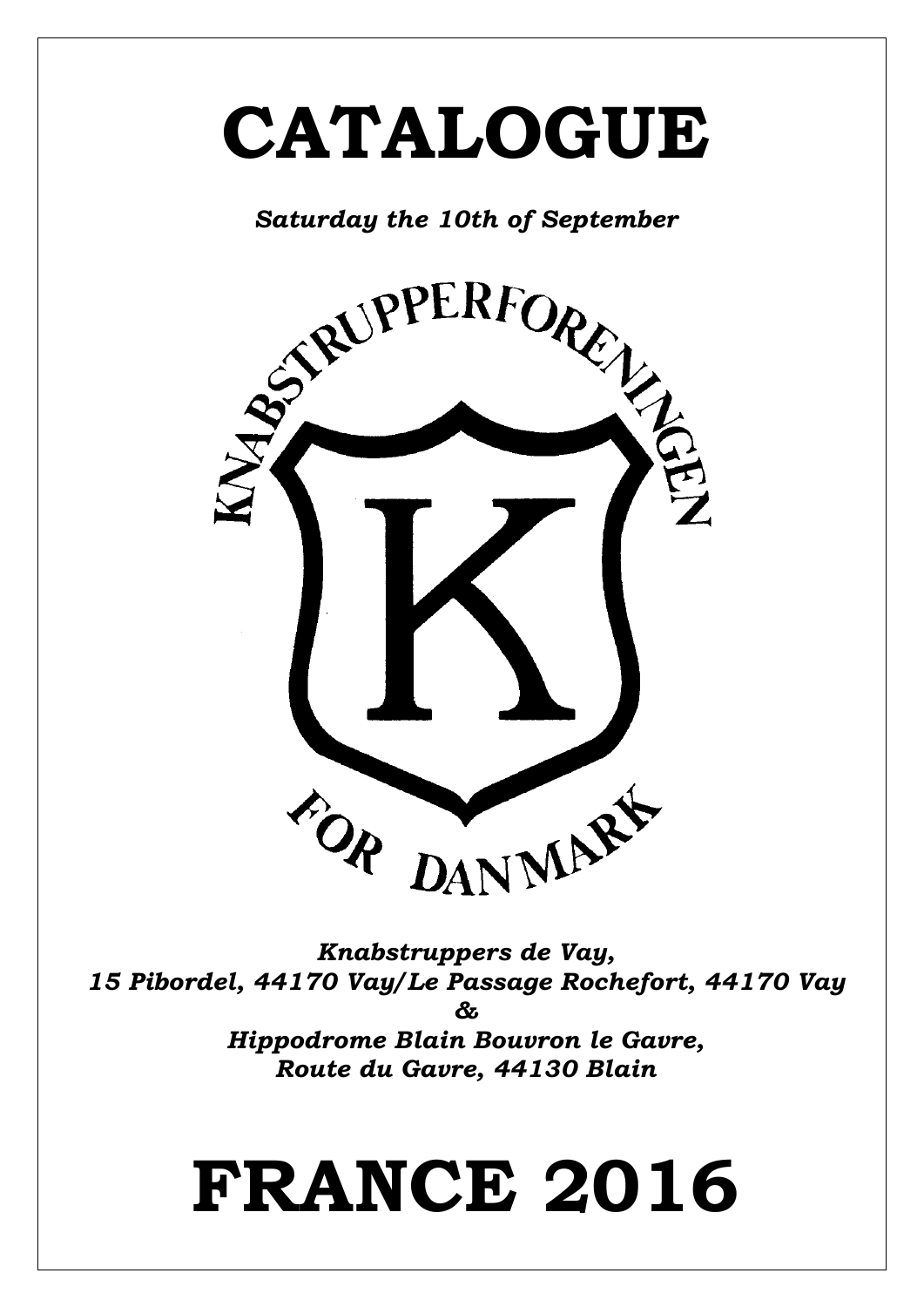# CATALOGUE

***Saturday the 10th of September***

KNABSTRUPPERFORENINGEN

K

FOR DANMARK

***Knabstruppers de Vay,***
***15 Pibordel, 44170 Vay/Le Passage Rochefort, 44170 Vay***
***&***
***Hippodrome Blain Bouvron le Gavre,***
***Route du Gavre, 44130 Blain***

# FRANCE 2016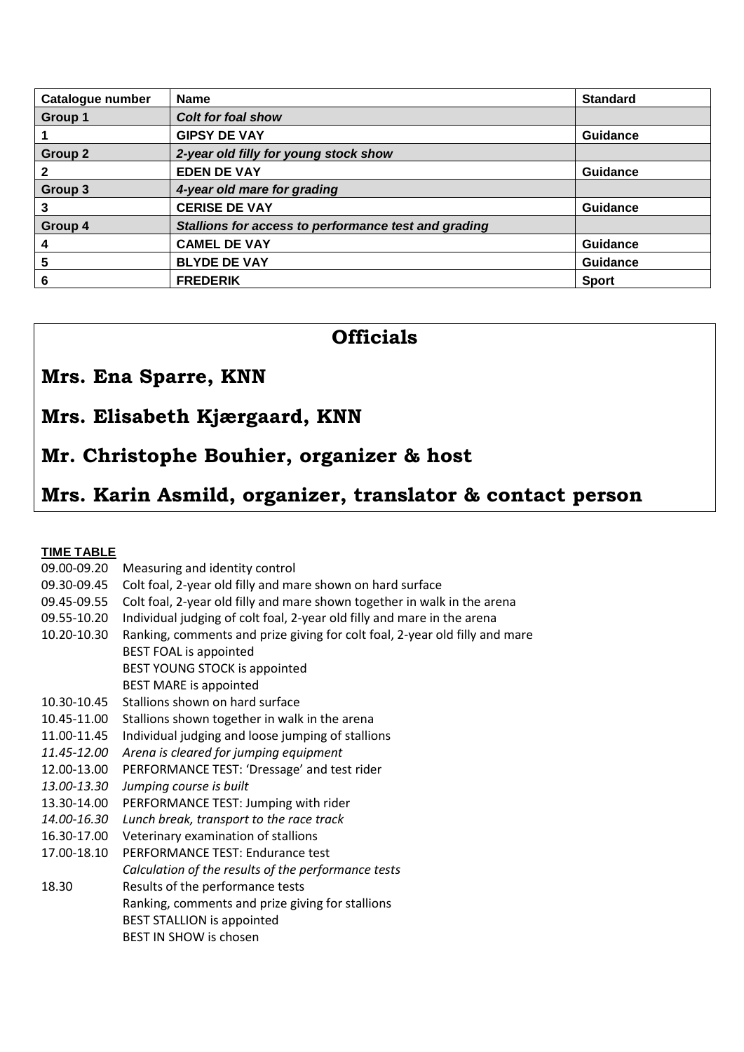| Catalogue number | Name | Standard |
|---|---|---|
| **Group 1** | ***Colt for foal show*** | |
| **1** | **GIPSY DE VAY** | **Guidance** |
| **Group 2** | ***2-year old filly for young stock show*** | |
| **2** | **EDEN DE VAY** | **Guidance** |
| **Group 3** | ***4-year old mare for grading*** | |
| **3** | **CERISE DE VAY** | **Guidance** |
| **Group 4** | ***Stallions for access to performance test and grading*** | |
| **4** | **CAMEL DE VAY** | **Guidance** |
| **5** | **BLYDE DE VAY** | **Guidance** |
| **6** | **FREDERIK** | **Sport** |

## Officials

## Mrs. Ena Sparre, KNN

## Mrs. Elisabeth Kjærgaard, KNN

## Mr. Christophe Bouhier, organizer & host

## Mrs. Karin Asmild, organizer, translator & contact person

**TIME TABLE**

| | |
|---|---|
| 09.00-09.20 | Measuring and identity control |
| 09.30-09.45 | Colt foal, 2-year old filly and mare shown on hard surface |
| 09.45-09.55 | Colt foal, 2-year old filly and mare shown together in walk in the arena |
| 09.55-10.20 | Individual judging of colt foal, 2-year old filly and mare in the arena |
| 10.20-10.30 | Ranking, comments and prize giving for colt foal, 2-year old filly and mare |
| | BEST FOAL is appointed |
| | BEST YOUNG STOCK is appointed |
| | BEST MARE is appointed |
| 10.30-10.45 | Stallions shown on hard surface |
| 10.45-11.00 | Stallions shown together in walk in the arena |
| 11.00-11.45 | Individual judging and loose jumping of stallions |
| *11.45-12.00* | *Arena is cleared for jumping equipment* |
| 12.00-13.00 | PERFORMANCE TEST: 'Dressage' and test rider |
| *13.00-13.30* | *Jumping course is built* |
| 13.30-14.00 | PERFORMANCE TEST: Jumping with rider |
| *14.00-16.30* | *Lunch break, transport to the race track* |
| 16.30-17.00 | Veterinary examination of stallions |
| 17.00-18.10 | PERFORMANCE TEST: Endurance test |
| | *Calculation of the results of the performance tests* |
| 18.30 | Results of the performance tests |
| | Ranking, comments and prize giving for stallions |
| | BEST STALLION is appointed |
| | BEST IN SHOW is chosen |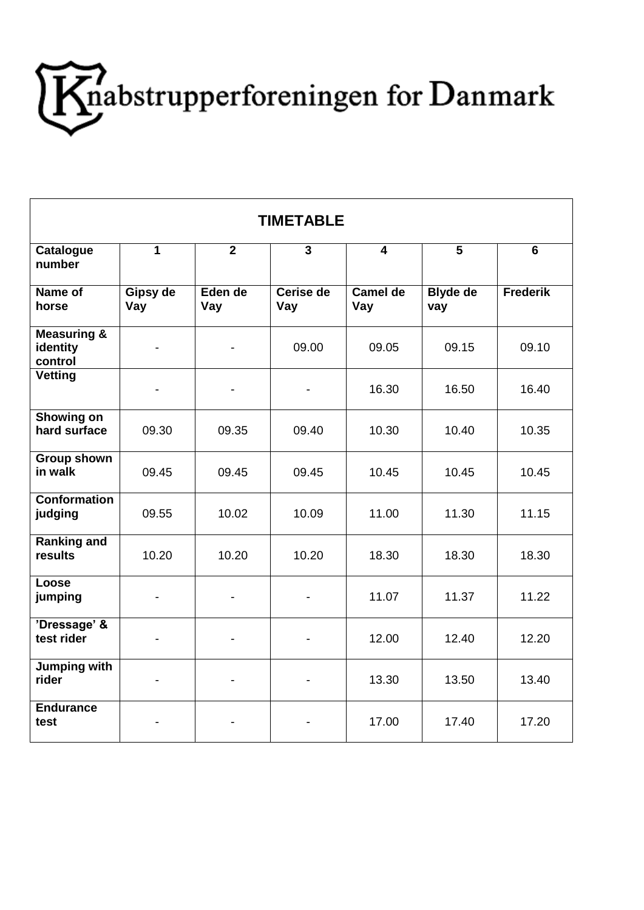# Knabstrupperforeningen for Danmark

| TIMETABLE | | | | | | |
|---|---|---|---|---|---|---|
| **Catalogue number** | **1** | **2** | **3** | **4** | **5** | **6** |
| **Name of horse** | **Gipsy de Vay** | **Eden de Vay** | **Cerise de Vay** | **Camel de Vay** | **Blyde de vay** | **Frederik** |
| **Measuring & identity control** | - | - | 09.00 | 09.05 | 09.15 | 09.10 |
| **Vetting** | - | - | - | 16.30 | 16.50 | 16.40 |
| **Showing on hard surface** | 09.30 | 09.35 | 09.40 | 10.30 | 10.40 | 10.35 |
| **Group shown in walk** | 09.45 | 09.45 | 09.45 | 10.45 | 10.45 | 10.45 |
| **Conformation judging** | 09.55 | 10.02 | 10.09 | 11.00 | 11.30 | 11.15 |
| **Ranking and results** | 10.20 | 10.20 | 10.20 | 18.30 | 18.30 | 18.30 |
| **Loose jumping** | - | - | - | 11.07 | 11.37 | 11.22 |
| **'Dressage' & test rider** | - | - | - | 12.00 | 12.40 | 12.20 |
| **Jumping with rider** | - | - | - | 13.30 | 13.50 | 13.40 |
| **Endurance test** | - | - | - | 17.00 | 17.40 | 17.20 |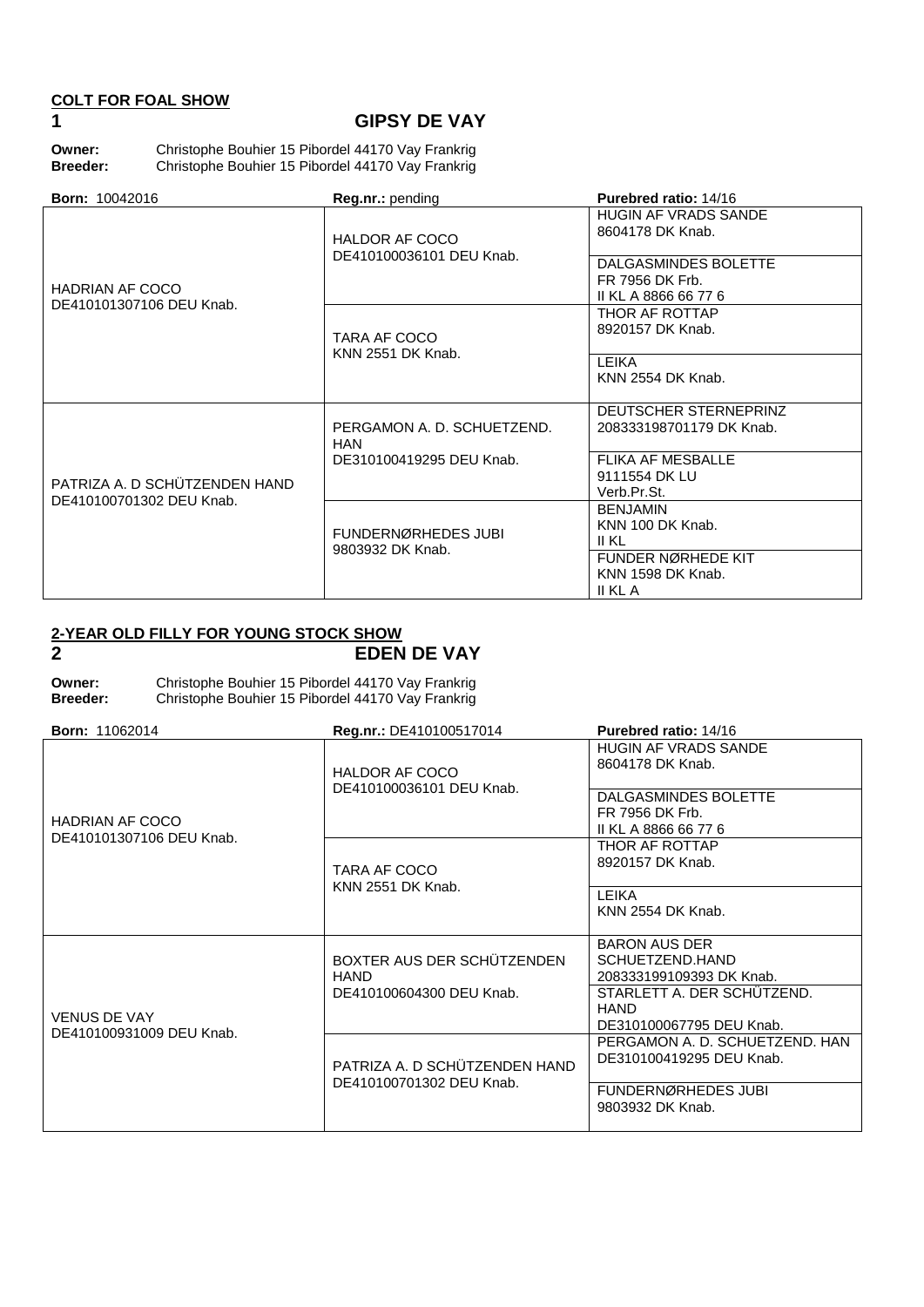## COLT FOR FOAL SHOW

### 1 GIPSY DE VAY

**Owner:** Christophe Bouhier 15 Pibordel 44170 Vay Frankrig
**Breeder:** Christophe Bouhier 15 Pibordel 44170 Vay Frankrig

| **Born:** 10042016 | **Reg.nr.:** pending | **Purebred ratio:** 14/16 |
|---|---|---|
| HADRIAN AF COCO DE410101307106 DEU Knab. | HALDOR AF COCO DE410100036101 DEU Knab. | HUGIN AF VRADS SANDE 8604178 DK Knab. |
| | | DALGASMINDES BOLETTE FR 7956 DK Frb. II KL A 8866 66 77 6 |
| | TARA AF COCO KNN 2551 DK Knab. | THOR AF ROTTAP 8920157 DK Knab. |
| | | LEIKA KNN 2554 DK Knab. |
| PATRIZA A. D SCHÜTZENDEN HAND DE410100701302 DEU Knab. | PERGAMON A. D. SCHUETZEND. HAN DE310100419295 DEU Knab. | DEUTSCHER STERNEPRINZ 208333198701179 DK Knab. |
| | | FLIKA AF MESBALLE 9111554 DK LU Verb.Pr.St. |
| | FUNDERNØRHEDES JUBI 9803932 DK Knab. | BENJAMIN KNN 100 DK Knab. II KL |
| | | FUNDER NØRHEDE KIT KNN 1598 DK Knab. II KL A |

## 2-YEAR OLD FILLY FOR YOUNG STOCK SHOW

### 2 EDEN DE VAY

**Owner:** Christophe Bouhier 15 Pibordel 44170 Vay Frankrig
**Breeder:** Christophe Bouhier 15 Pibordel 44170 Vay Frankrig

| **Born:** 11062014 | **Reg.nr.:** DE410100517014 | **Purebred ratio:** 14/16 |
|---|---|---|
| HADRIAN AF COCO DE410101307106 DEU Knab. | HALDOR AF COCO DE410100036101 DEU Knab. | HUGIN AF VRADS SANDE 8604178 DK Knab. |
| | | DALGASMINDES BOLETTE FR 7956 DK Frb. II KL A 8866 66 77 6 |
| | TARA AF COCO KNN 2551 DK Knab. | THOR AF ROTTAP 8920157 DK Knab. |
| | | LEIKA KNN 2554 DK Knab. |
| VENUS DE VAY DE410100931009 DEU Knab. | BOXTER AUS DER SCHÜTZENDEN HAND DE410100604300 DEU Knab. | BARON AUS DER SCHUETZEND.HAND 208333199109393 DK Knab. |
| | | STARLETT A. DER SCHÜTZEND. HAND DE310100067795 DEU Knab. |
| | PATRIZA A. D SCHÜTZENDEN HAND DE410100701302 DEU Knab. | PERGAMON A. D. SCHUETZEND. HAN DE310100419295 DEU Knab. |
| | | FUNDERNØRHEDES JUBI 9803932 DK Knab. |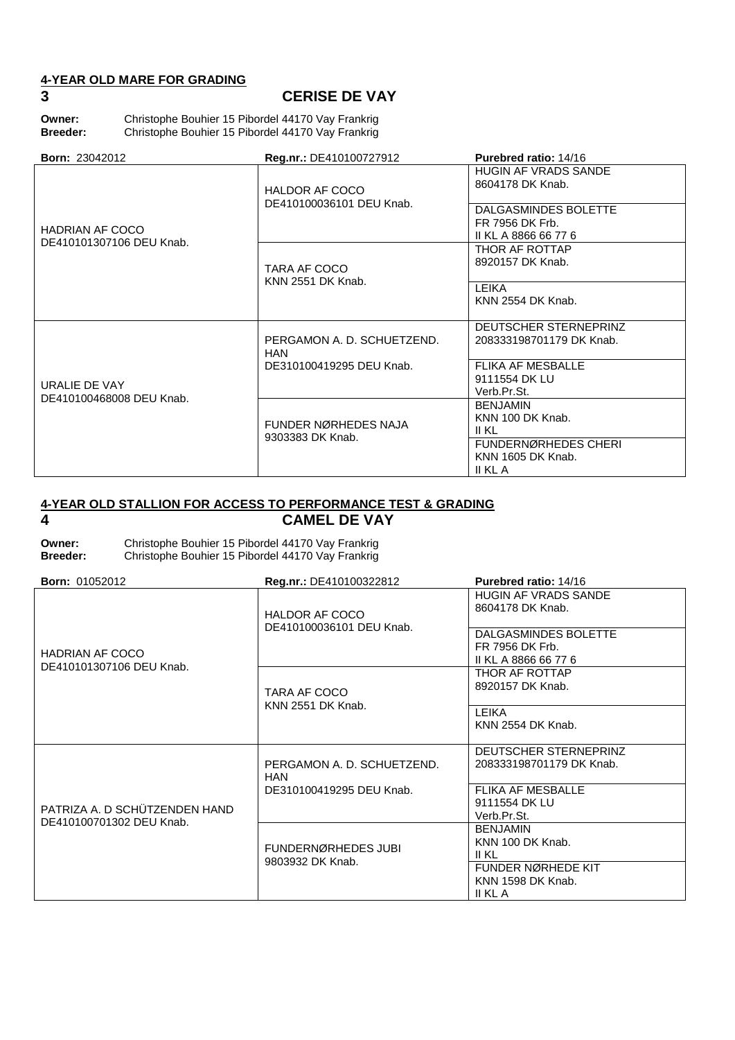## 4-YEAR OLD MARE FOR GRADING

**3** **CERISE DE VAY**

**Owner:** Christophe Bouhier 15 Pibordel 44170 Vay Frankrig
**Breeder:** Christophe Bouhier 15 Pibordel 44170 Vay Frankrig

| **Born:** 23042012 | **Reg.nr.:** DE410100727912 | **Purebred ratio:** 14/16 |
| --- | --- | --- |
| HADRIAN AF COCO DE410101307106 DEU Knab. | HALDOR AF COCO DE410100036101 DEU Knab. | HUGIN AF VRADS SANDE 8604178 DK Knab. |
| | | DALGASMINDES BOLETTE FR 7956 DK Frb. II KL A 8866 66 77 6 |
| | TARA AF COCO KNN 2551 DK Knab. | THOR AF ROTTAP 8920157 DK Knab. |
| | | LEIKA KNN 2554 DK Knab. |
| URALIE DE VAY DE410100468008 DEU Knab. | PERGAMON A. D. SCHUETZEND. HAN DE310100419295 DEU Knab. | DEUTSCHER STERNEPRINZ 208333198701179 DK Knab. |
| | | FLIKA AF MESBALLE 9111554 DK LU Verb.Pr.St. |
| | FUNDER NØRHEDES NAJA 9303383 DK Knab. | BENJAMIN KNN 100 DK Knab. II KL |
| | | FUNDERNØRHEDES CHERI KNN 1605 DK Knab. II KL A |

## 4-YEAR OLD STALLION FOR ACCESS TO PERFORMANCE TEST & GRADING

**4** **CAMEL DE VAY**

**Owner:** Christophe Bouhier 15 Pibordel 44170 Vay Frankrig
**Breeder:** Christophe Bouhier 15 Pibordel 44170 Vay Frankrig

| **Born:** 01052012 | **Reg.nr.:** DE410100322812 | **Purebred ratio:** 14/16 |
| --- | --- | --- |
| HADRIAN AF COCO DE410101307106 DEU Knab. | HALDOR AF COCO DE410100036101 DEU Knab. | HUGIN AF VRADS SANDE 8604178 DK Knab. |
| | | DALGASMINDES BOLETTE FR 7956 DK Frb. II KL A 8866 66 77 6 |
| | TARA AF COCO KNN 2551 DK Knab. | THOR AF ROTTAP 8920157 DK Knab. |
| | | LEIKA KNN 2554 DK Knab. |
| PATRIZA A. D SCHÜTZENDEN HAND DE410100701302 DEU Knab. | PERGAMON A. D. SCHUETZEND. HAN DE310100419295 DEU Knab. | DEUTSCHER STERNEPRINZ 208333198701179 DK Knab. |
| | | FLIKA AF MESBALLE 9111554 DK LU Verb.Pr.St. |
| | FUNDERNØRHEDES JUBI 9803932 DK Knab. | BENJAMIN KNN 100 DK Knab. II KL |
| | | FUNDER NØRHEDE KIT KNN 1598 DK Knab. II KL A |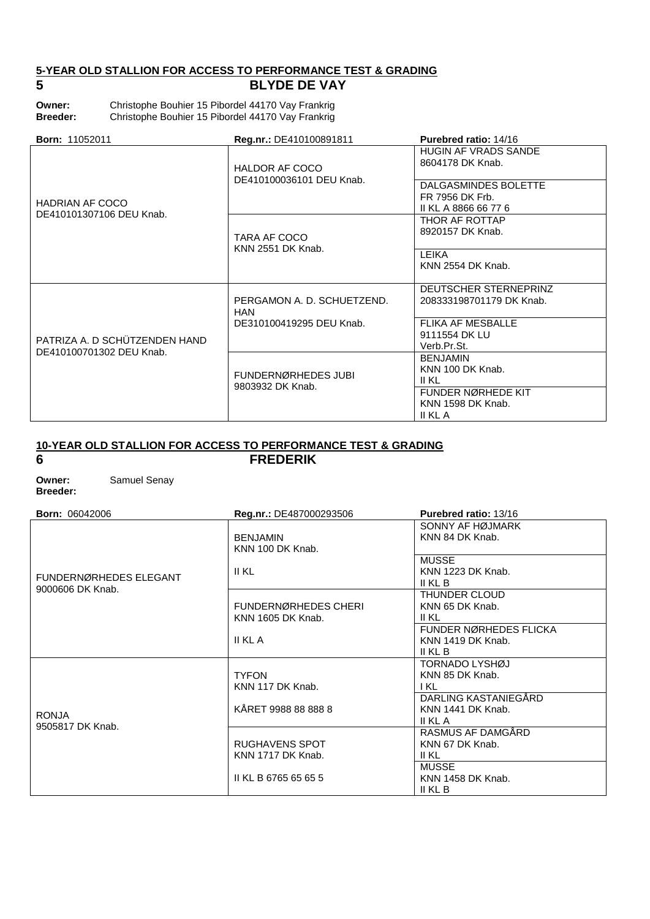## 5-YEAR OLD STALLION FOR ACCESS TO PERFORMANCE TEST & GRADING

## 5 BLYDE DE VAY

**Owner:** Christophe Bouhier 15 Pibordel 44170 Vay Frankrig
**Breeder:** Christophe Bouhier 15 Pibordel 44170 Vay Frankrig

| **Born:** 11052011 | **Reg.nr.:** DE410100891811 | **Purebred ratio:** 14/16 |
|---|---|---|
| HADRIAN AF COCO DE410101307106 DEU Knab. | HALDOR AF COCO DE410100036101 DEU Knab. | HUGIN AF VRADS SANDE 8604178 DK Knab. |
| | | DALGASMINDES BOLETTE FR 7956 DK Frb. II KL A 8866 66 77 6 |
| | TARA AF COCO KNN 2551 DK Knab. | THOR AF ROTTAP 8920157 DK Knab. |
| | | LEIKA KNN 2554 DK Knab. |
| PATRIZA A. D SCHÜTZENDEN HAND DE410100701302 DEU Knab. | PERGAMON A. D. SCHUETZEND. HAN DE310100419295 DEU Knab. | DEUTSCHER STERNEPRINZ 208333198701179 DK Knab. |
| | | FLIKA AF MESBALLE 9111554 DK LU Verb.Pr.St. |
| | FUNDERNØRHEDES JUBI 9803932 DK Knab. | BENJAMIN KNN 100 DK Knab. II KL |
| | | FUNDER NØRHEDE KIT KNN 1598 DK Knab. II KL A |

## 10-YEAR OLD STALLION FOR ACCESS TO PERFORMANCE TEST & GRADING

## 6 FREDERIK

**Owner:** Samuel Senay
**Breeder:**

| **Born:** 06042006 | **Reg.nr.:** DE487000293506 | **Purebred ratio:** 13/16 |
|---|---|---|
| FUNDERNØRHEDES ELEGANT 9000606 DK Knab. | BENJAMIN KNN 100 DK Knab. II KL | SONNY AF HØJMARK KNN 84 DK Knab. |
| | | MUSSE KNN 1223 DK Knab. II KL B |
| | FUNDERNØRHEDES CHERI KNN 1605 DK Knab. II KL A | THUNDER CLOUD KNN 65 DK Knab. II KL |
| | | FUNDER NØRHEDES FLICKA KNN 1419 DK Knab. II KL B |
| RONJA 9505817 DK Knab. | TYFON KNN 117 DK Knab. KÅRET 9988 88 888 8 | TORNADO LYSHØJ KNN 85 DK Knab. I KL |
| | | DARLING KASTANIEGÅRD KNN 1441 DK Knab. II KL A |
| | RUGHAVENS SPOT KNN 1717 DK Knab. II KL B 6765 65 65 5 | RASMUS AF DAMGÅRD KNN 67 DK Knab. II KL |
| | | MUSSE KNN 1458 DK Knab. II KL B |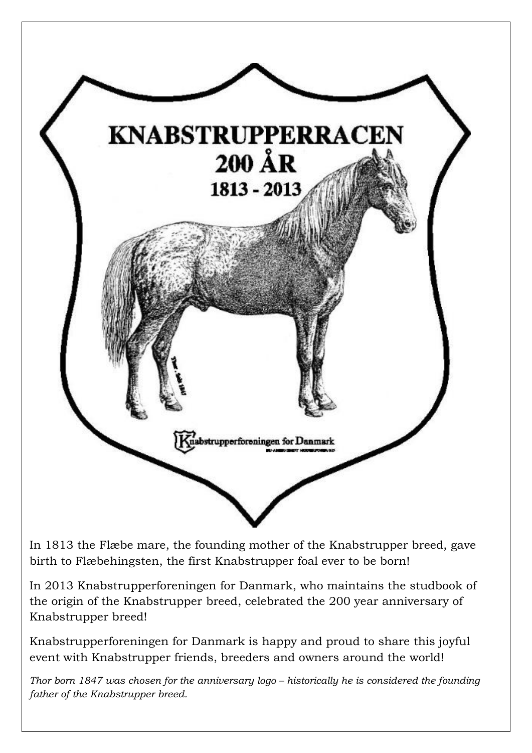# KNABSTRUPPERRACEN

## 200 ÅR

### 1813 - 2013

Knabstrupperforeningen for Danmark

In 1813 the Flæbe mare, the founding mother of the Knabstrupper breed, gave birth to Flæbehingsten, the first Knabstrupper foal ever to be born!

In 2013 Knabstrupperforeningen for Danmark, who maintains the studbook of the origin of the Knabstrupper breed, celebrated the 200 year anniversary of Knabstrupper breed!

Knabstrupperforeningen for Danmark is happy and proud to share this joyful event with Knabstrupper friends, breeders and owners around the world!

*Thor born 1847 was chosen for the anniversary logo – historically he is considered the founding father of the Knabstrupper breed.*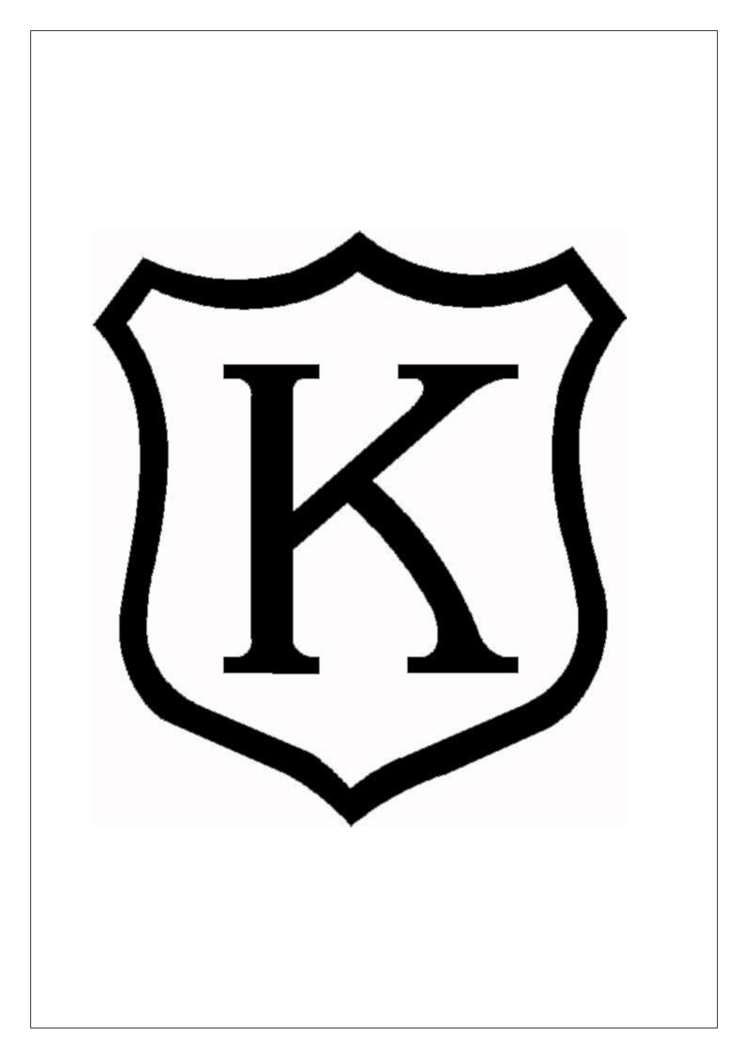K